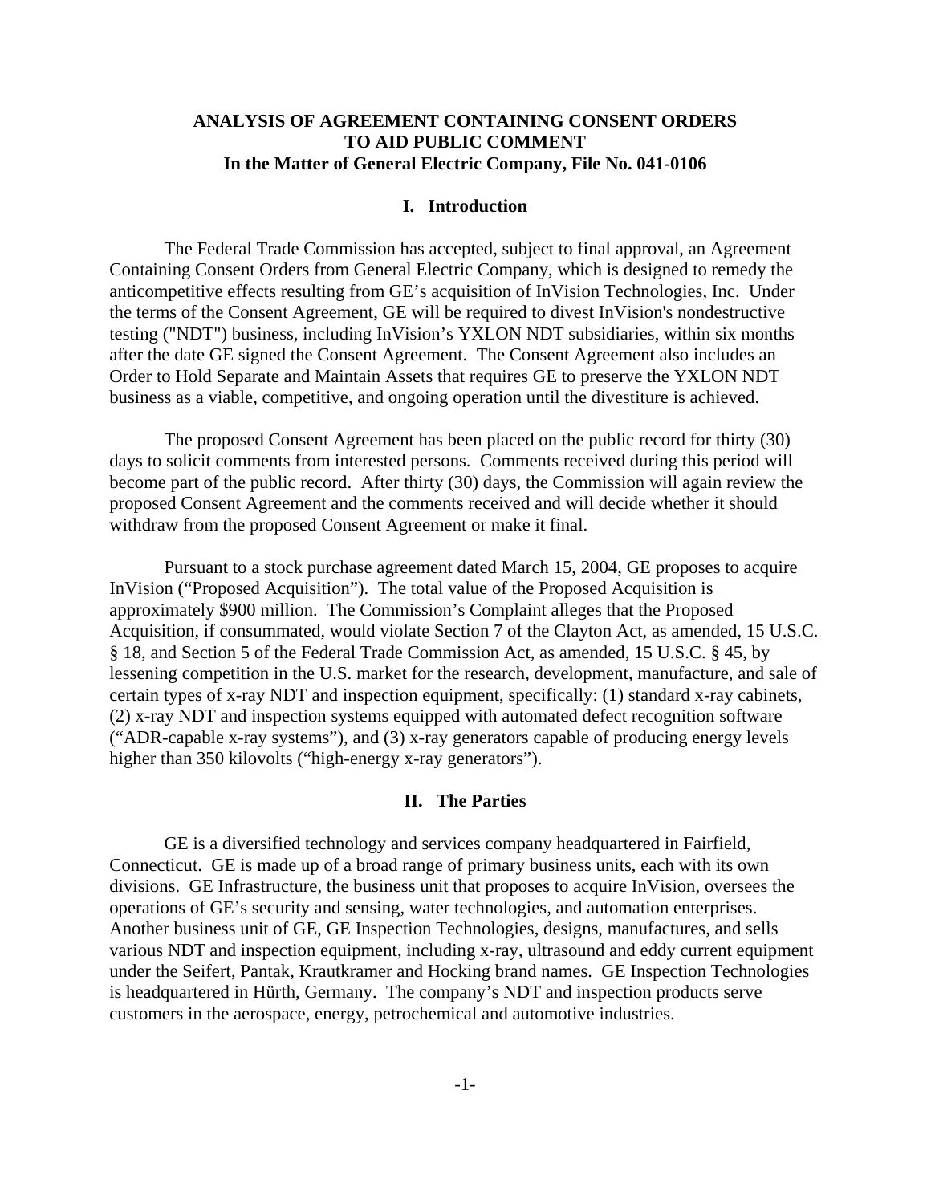# ANALYSIS OF AGREEMENT CONTAINING CONSENT ORDERS TO AID PUBLIC COMMENT
## In the Matter of General Electric Company, File No. 041-0106

## I. Introduction

The Federal Trade Commission has accepted, subject to final approval, an Agreement Containing Consent Orders from General Electric Company, which is designed to remedy the anticompetitive effects resulting from GE's acquisition of InVision Technologies, Inc. Under the terms of the Consent Agreement, GE will be required to divest InVision's nondestructive testing ("NDT") business, including InVision's YXLON NDT subsidiaries, within six months after the date GE signed the Consent Agreement. The Consent Agreement also includes an Order to Hold Separate and Maintain Assets that requires GE to preserve the YXLON NDT business as a viable, competitive, and ongoing operation until the divestiture is achieved.

The proposed Consent Agreement has been placed on the public record for thirty (30) days to solicit comments from interested persons. Comments received during this period will become part of the public record. After thirty (30) days, the Commission will again review the proposed Consent Agreement and the comments received and will decide whether it should withdraw from the proposed Consent Agreement or make it final.

Pursuant to a stock purchase agreement dated March 15, 2004, GE proposes to acquire InVision ("Proposed Acquisition"). The total value of the Proposed Acquisition is approximately $900 million. The Commission's Complaint alleges that the Proposed Acquisition, if consummated, would violate Section 7 of the Clayton Act, as amended, 15 U.S.C. § 18, and Section 5 of the Federal Trade Commission Act, as amended, 15 U.S.C. § 45, by lessening competition in the U.S. market for the research, development, manufacture, and sale of certain types of x-ray NDT and inspection equipment, specifically: (1) standard x-ray cabinets, (2) x-ray NDT and inspection systems equipped with automated defect recognition software ("ADR-capable x-ray systems"), and (3) x-ray generators capable of producing energy levels higher than 350 kilovolts ("high-energy x-ray generators").

## II. The Parties

GE is a diversified technology and services company headquartered in Fairfield, Connecticut. GE is made up of a broad range of primary business units, each with its own divisions. GE Infrastructure, the business unit that proposes to acquire InVision, oversees the operations of GE's security and sensing, water technologies, and automation enterprises. Another business unit of GE, GE Inspection Technologies, designs, manufactures, and sells various NDT and inspection equipment, including x-ray, ultrasound and eddy current equipment under the Seifert, Pantak, Krautkramer and Hocking brand names. GE Inspection Technologies is headquartered in Hürth, Germany. The company's NDT and inspection products serve customers in the aerospace, energy, petrochemical and automotive industries.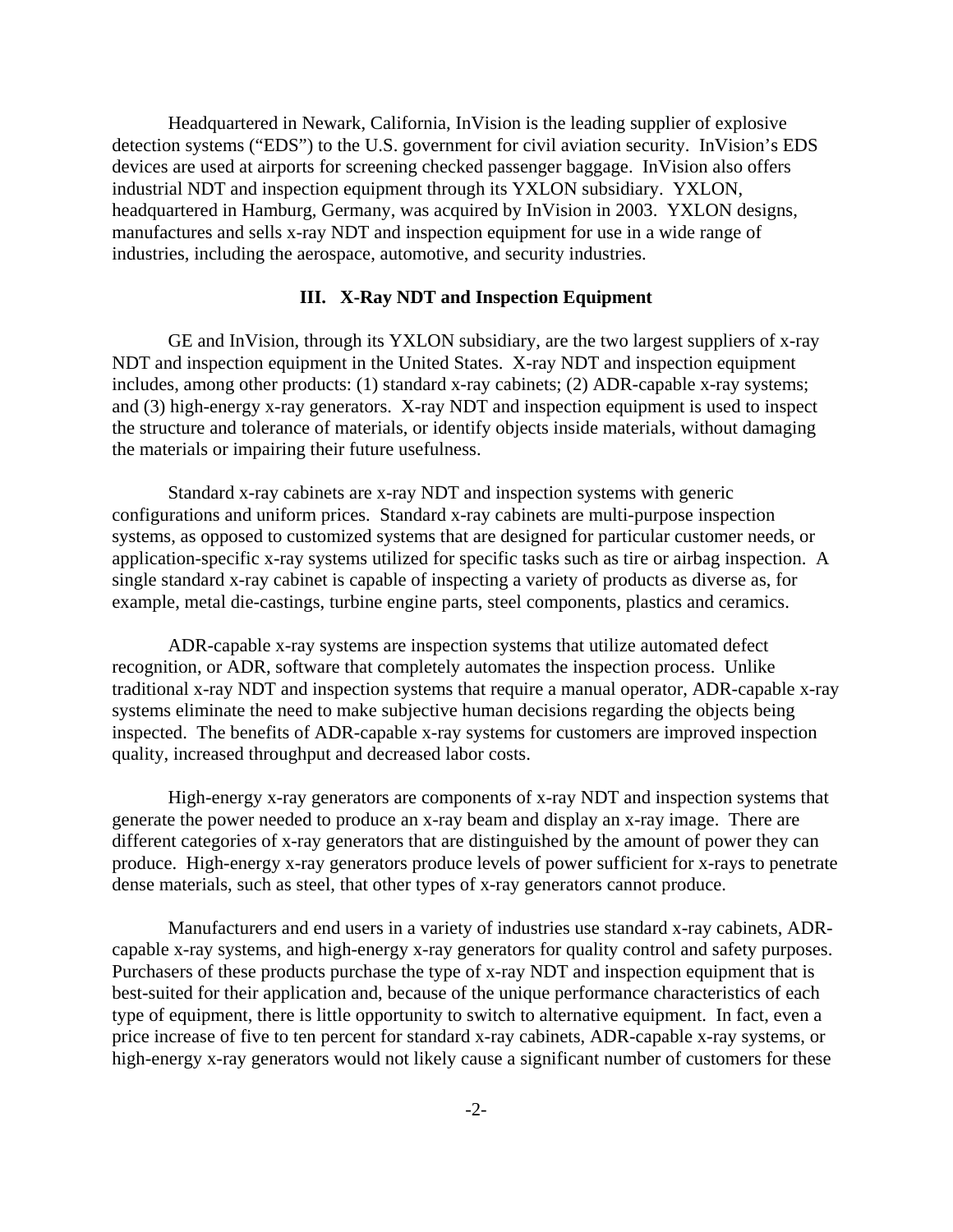Headquartered in Newark, California, InVision is the leading supplier of explosive detection systems ("EDS") to the U.S. government for civil aviation security. InVision's EDS devices are used at airports for screening checked passenger baggage. InVision also offers industrial NDT and inspection equipment through its YXLON subsidiary. YXLON, headquartered in Hamburg, Germany, was acquired by InVision in 2003. YXLON designs, manufactures and sells x-ray NDT and inspection equipment for use in a wide range of industries, including the aerospace, automotive, and security industries.

### III. X-Ray NDT and Inspection Equipment

GE and InVision, through its YXLON subsidiary, are the two largest suppliers of x-ray NDT and inspection equipment in the United States. X-ray NDT and inspection equipment includes, among other products: (1) standard x-ray cabinets; (2) ADR-capable x-ray systems; and (3) high-energy x-ray generators. X-ray NDT and inspection equipment is used to inspect the structure and tolerance of materials, or identify objects inside materials, without damaging the materials or impairing their future usefulness.

Standard x-ray cabinets are x-ray NDT and inspection systems with generic configurations and uniform prices. Standard x-ray cabinets are multi-purpose inspection systems, as opposed to customized systems that are designed for particular customer needs, or application-specific x-ray systems utilized for specific tasks such as tire or airbag inspection. A single standard x-ray cabinet is capable of inspecting a variety of products as diverse as, for example, metal die-castings, turbine engine parts, steel components, plastics and ceramics.

ADR-capable x-ray systems are inspection systems that utilize automated defect recognition, or ADR, software that completely automates the inspection process. Unlike traditional x-ray NDT and inspection systems that require a manual operator, ADR-capable x-ray systems eliminate the need to make subjective human decisions regarding the objects being inspected. The benefits of ADR-capable x-ray systems for customers are improved inspection quality, increased throughput and decreased labor costs.

High-energy x-ray generators are components of x-ray NDT and inspection systems that generate the power needed to produce an x-ray beam and display an x-ray image. There are different categories of x-ray generators that are distinguished by the amount of power they can produce. High-energy x-ray generators produce levels of power sufficient for x-rays to penetrate dense materials, such as steel, that other types of x-ray generators cannot produce.

Manufacturers and end users in a variety of industries use standard x-ray cabinets, ADR-capable x-ray systems, and high-energy x-ray generators for quality control and safety purposes. Purchasers of these products purchase the type of x-ray NDT and inspection equipment that is best-suited for their application and, because of the unique performance characteristics of each type of equipment, there is little opportunity to switch to alternative equipment. In fact, even a price increase of five to ten percent for standard x-ray cabinets, ADR-capable x-ray systems, or high-energy x-ray generators would not likely cause a significant number of customers for these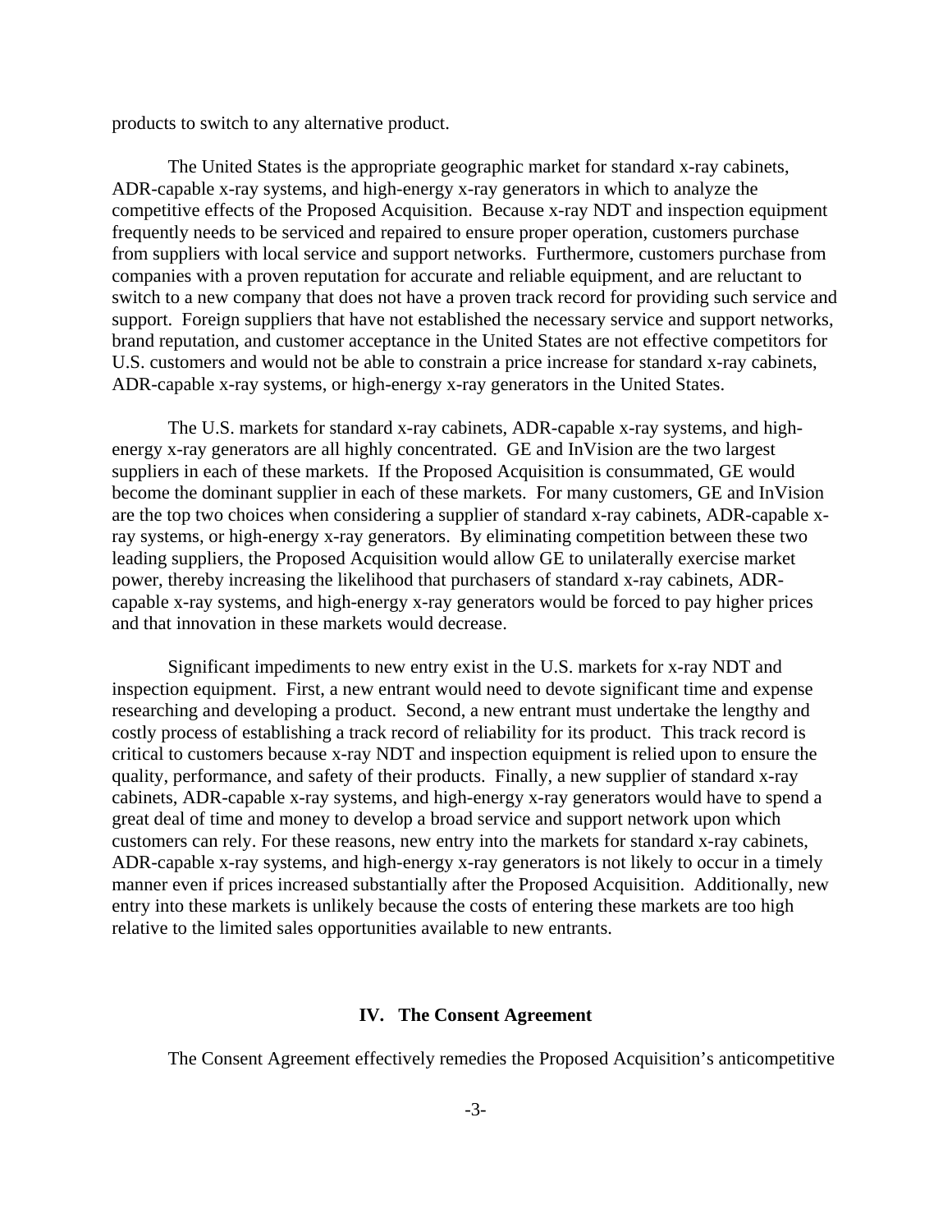products to switch to any alternative product.

The United States is the appropriate geographic market for standard x-ray cabinets, ADR-capable x-ray systems, and high-energy x-ray generators in which to analyze the competitive effects of the Proposed Acquisition. Because x-ray NDT and inspection equipment frequently needs to be serviced and repaired to ensure proper operation, customers purchase from suppliers with local service and support networks. Furthermore, customers purchase from companies with a proven reputation for accurate and reliable equipment, and are reluctant to switch to a new company that does not have a proven track record for providing such service and support. Foreign suppliers that have not established the necessary service and support networks, brand reputation, and customer acceptance in the United States are not effective competitors for U.S. customers and would not be able to constrain a price increase for standard x-ray cabinets, ADR-capable x-ray systems, or high-energy x-ray generators in the United States.

The U.S. markets for standard x-ray cabinets, ADR-capable x-ray systems, and high-energy x-ray generators are all highly concentrated. GE and InVision are the two largest suppliers in each of these markets. If the Proposed Acquisition is consummated, GE would become the dominant supplier in each of these markets. For many customers, GE and InVision are the top two choices when considering a supplier of standard x-ray cabinets, ADR-capable x-ray systems, or high-energy x-ray generators. By eliminating competition between these two leading suppliers, the Proposed Acquisition would allow GE to unilaterally exercise market power, thereby increasing the likelihood that purchasers of standard x-ray cabinets, ADR-capable x-ray systems, and high-energy x-ray generators would be forced to pay higher prices and that innovation in these markets would decrease.

Significant impediments to new entry exist in the U.S. markets for x-ray NDT and inspection equipment. First, a new entrant would need to devote significant time and expense researching and developing a product. Second, a new entrant must undertake the lengthy and costly process of establishing a track record of reliability for its product. This track record is critical to customers because x-ray NDT and inspection equipment is relied upon to ensure the quality, performance, and safety of their products. Finally, a new supplier of standard x-ray cabinets, ADR-capable x-ray systems, and high-energy x-ray generators would have to spend a great deal of time and money to develop a broad service and support network upon which customers can rely. For these reasons, new entry into the markets for standard x-ray cabinets, ADR-capable x-ray systems, and high-energy x-ray generators is not likely to occur in a timely manner even if prices increased substantially after the Proposed Acquisition. Additionally, new entry into these markets is unlikely because the costs of entering these markets are too high relative to the limited sales opportunities available to new entrants.

## IV. The Consent Agreement

The Consent Agreement effectively remedies the Proposed Acquisition's anticompetitive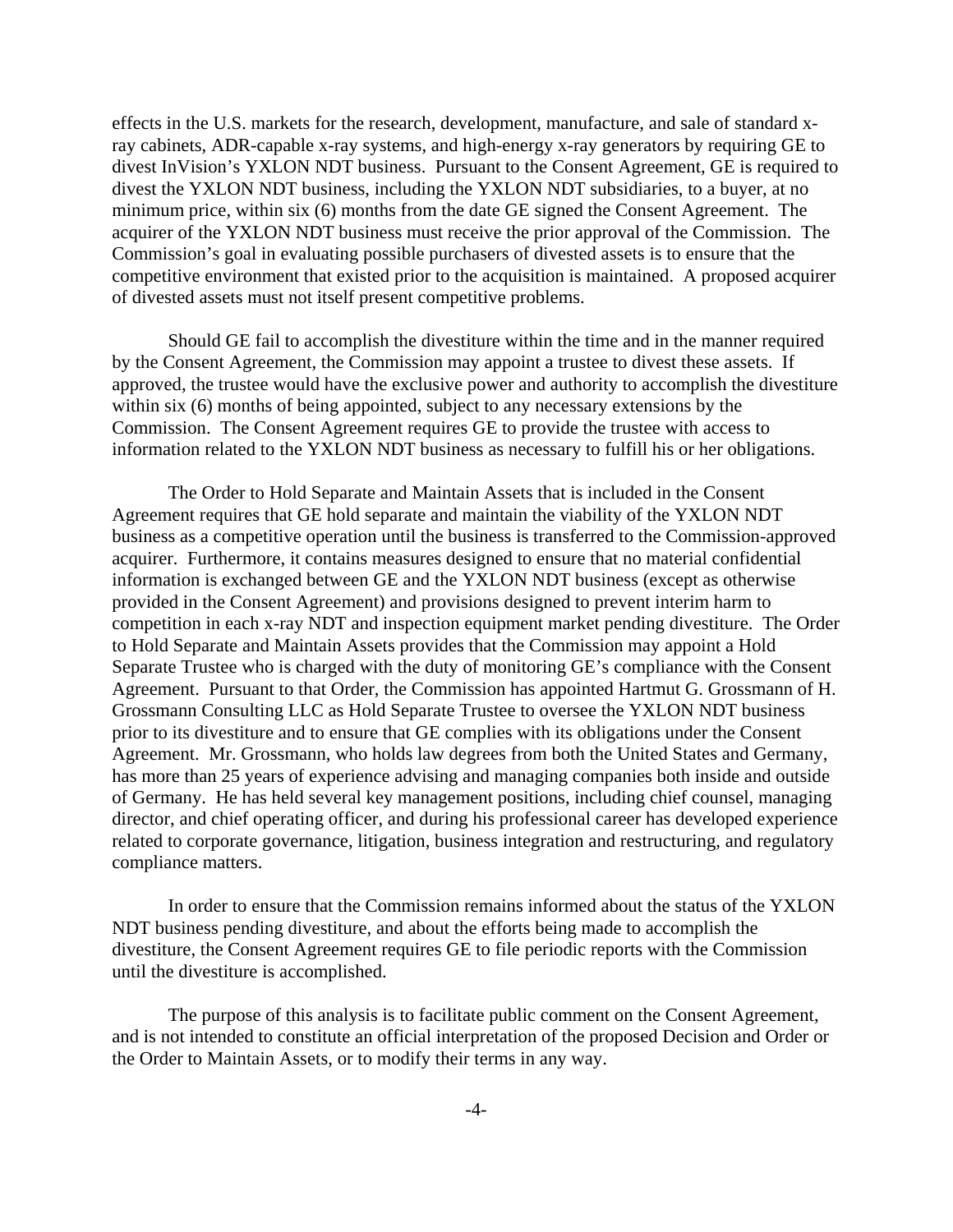effects in the U.S. markets for the research, development, manufacture, and sale of standard x-ray cabinets, ADR-capable x-ray systems, and high-energy x-ray generators by requiring GE to divest InVision's YXLON NDT business. Pursuant to the Consent Agreement, GE is required to divest the YXLON NDT business, including the YXLON NDT subsidiaries, to a buyer, at no minimum price, within six (6) months from the date GE signed the Consent Agreement. The acquirer of the YXLON NDT business must receive the prior approval of the Commission. The Commission's goal in evaluating possible purchasers of divested assets is to ensure that the competitive environment that existed prior to the acquisition is maintained. A proposed acquirer of divested assets must not itself present competitive problems.

Should GE fail to accomplish the divestiture within the time and in the manner required by the Consent Agreement, the Commission may appoint a trustee to divest these assets. If approved, the trustee would have the exclusive power and authority to accomplish the divestiture within six (6) months of being appointed, subject to any necessary extensions by the Commission. The Consent Agreement requires GE to provide the trustee with access to information related to the YXLON NDT business as necessary to fulfill his or her obligations.

The Order to Hold Separate and Maintain Assets that is included in the Consent Agreement requires that GE hold separate and maintain the viability of the YXLON NDT business as a competitive operation until the business is transferred to the Commission-approved acquirer. Furthermore, it contains measures designed to ensure that no material confidential information is exchanged between GE and the YXLON NDT business (except as otherwise provided in the Consent Agreement) and provisions designed to prevent interim harm to competition in each x-ray NDT and inspection equipment market pending divestiture. The Order to Hold Separate and Maintain Assets provides that the Commission may appoint a Hold Separate Trustee who is charged with the duty of monitoring GE's compliance with the Consent Agreement. Pursuant to that Order, the Commission has appointed Hartmut G. Grossmann of H. Grossmann Consulting LLC as Hold Separate Trustee to oversee the YXLON NDT business prior to its divestiture and to ensure that GE complies with its obligations under the Consent Agreement. Mr. Grossmann, who holds law degrees from both the United States and Germany, has more than 25 years of experience advising and managing companies both inside and outside of Germany. He has held several key management positions, including chief counsel, managing director, and chief operating officer, and during his professional career has developed experience related to corporate governance, litigation, business integration and restructuring, and regulatory compliance matters.

In order to ensure that the Commission remains informed about the status of the YXLON NDT business pending divestiture, and about the efforts being made to accomplish the divestiture, the Consent Agreement requires GE to file periodic reports with the Commission until the divestiture is accomplished.

The purpose of this analysis is to facilitate public comment on the Consent Agreement, and is not intended to constitute an official interpretation of the proposed Decision and Order or the Order to Maintain Assets, or to modify their terms in any way.